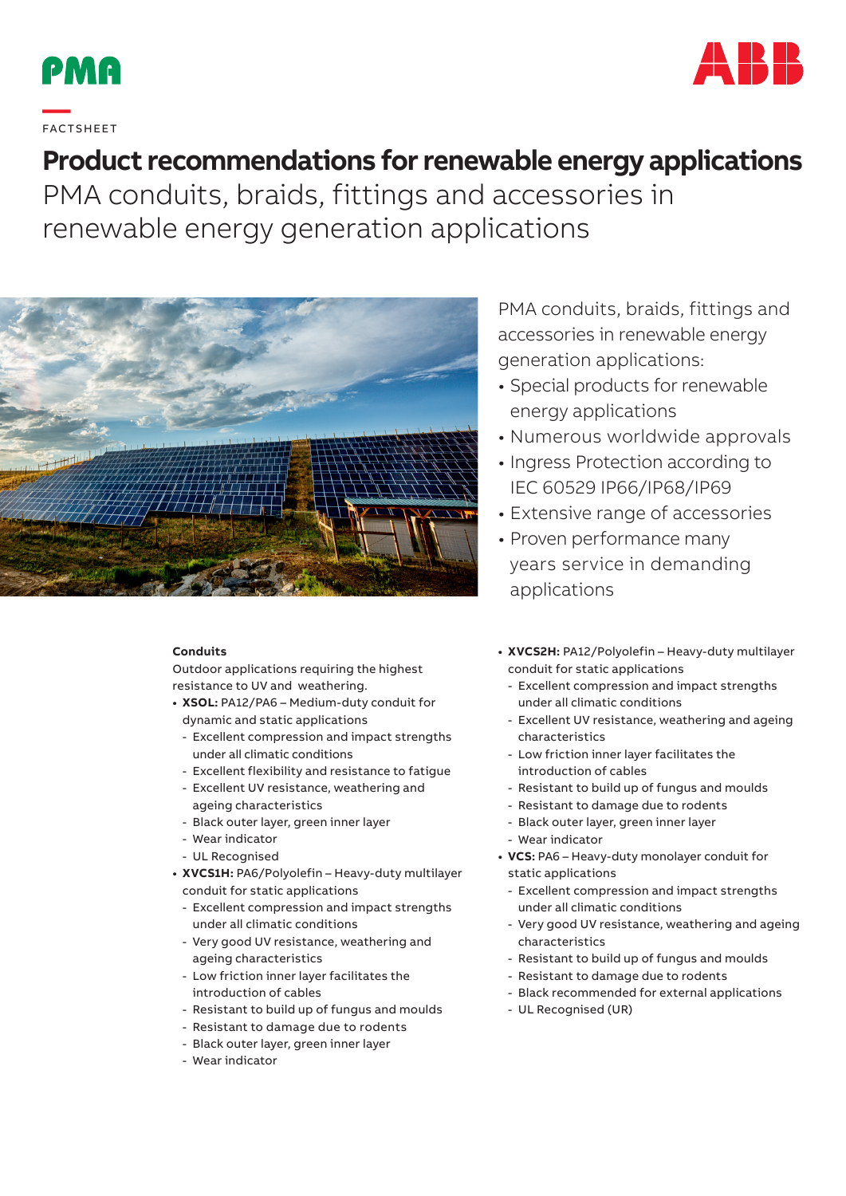PMA

ABB

FACTSHEET

# Product recommendations for renewable energy applications

## PMA conduits, braids, fittings and accessories in renewable energy generation applications

PMA conduits, braids, fittings and accessories in renewable energy generation applications:

- Special products for renewable energy applications
- Numerous worldwide approvals
- Ingress Protection according to IEC 60529 IP66/IP68/IP69
- Extensive range of accessories
- Proven performance many years service in demanding applications

**Conduits**

Outdoor applications requiring the highest resistance to UV and weathering.

- **XSOL:** PA12/PA6 – Medium-duty conduit for dynamic and static applications
  - Excellent compression and impact strengths under all climatic conditions
  - Excellent flexibility and resistance to fatigue
  - Excellent UV resistance, weathering and ageing characteristics
  - Black outer layer, green inner layer
  - Wear indicator
  - UL Recognised
- **XVCS1H:** PA6/Polyolefin – Heavy-duty multilayer conduit for static applications
  - Excellent compression and impact strengths under all climatic conditions
  - Very good UV resistance, weathering and ageing characteristics
  - Low friction inner layer facilitates the introduction of cables
  - Resistant to build up of fungus and moulds
  - Resistant to damage due to rodents
  - Black outer layer, green inner layer
  - Wear indicator
- **XVCS2H:** PA12/Polyolefin – Heavy-duty multilayer conduit for static applications
  - Excellent compression and impact strengths under all climatic conditions
  - Excellent UV resistance, weathering and ageing characteristics
  - Low friction inner layer facilitates the introduction of cables
  - Resistant to build up of fungus and moulds
  - Resistant to damage due to rodents
  - Black outer layer, green inner layer
  - Wear indicator
- **VCS:** PA6 – Heavy-duty monolayer conduit for static applications
  - Excellent compression and impact strengths under all climatic conditions
  - Very good UV resistance, weathering and ageing characteristics
  - Resistant to build up of fungus and moulds
  - Resistant to damage due to rodents
  - Black recommended for external applications
  - UL Recognised (UR)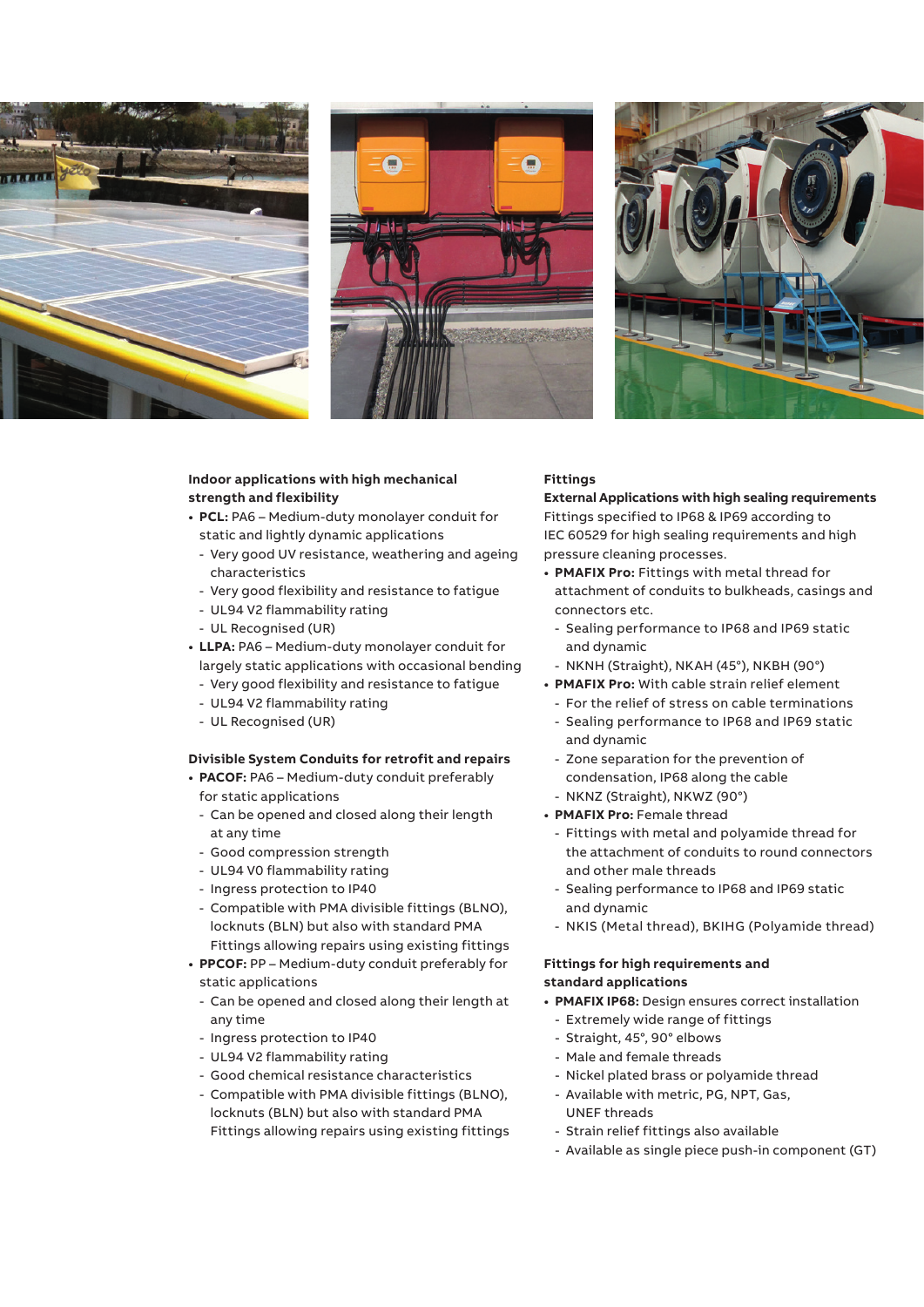### Indoor applications with high mechanical strength and flexibility

- **PCL:** PA6 – Medium-duty monolayer conduit for static and lightly dynamic applications
  - Very good UV resistance, weathering and ageing characteristics
  - Very good flexibility and resistance to fatigue
  - UL94 V2 flammability rating
  - UL Recognised (UR)
- **LLPA:** PA6 – Medium-duty monolayer conduit for largely static applications with occasional bending
  - Very good flexibility and resistance to fatigue
  - UL94 V2 flammability rating
  - UL Recognised (UR)

### Divisible System Conduits for retrofit and repairs

- **PACOF:** PA6 – Medium-duty conduit preferably for static applications
  - Can be opened and closed along their length at any time
  - Good compression strength
  - UL94 V0 flammability rating
  - Ingress protection to IP40
  - Compatible with PMA divisible fittings (BLNO), locknuts (BLN) but also with standard PMA Fittings allowing repairs using existing fittings
- **PPCOF:** PP – Medium-duty conduit preferably for static applications
  - Can be opened and closed along their length at any time
  - Ingress protection to IP40
  - UL94 V2 flammability rating
  - Good chemical resistance characteristics
  - Compatible with PMA divisible fittings (BLNO), locknuts (BLN) but also with standard PMA Fittings allowing repairs using existing fittings

## Fittings

### External Applications with high sealing requirements

Fittings specified to IP68 & IP69 according to IEC 60529 for high sealing requirements and high pressure cleaning processes.

- **PMAFIX Pro:** Fittings with metal thread for attachment of conduits to bulkheads, casings and connectors etc.
  - Sealing performance to IP68 and IP69 static and dynamic
  - NKNH (Straight), NKAH (45°), NKBH (90°)
- **PMAFIX Pro:** With cable strain relief element
  - For the relief of stress on cable terminations
  - Sealing performance to IP68 and IP69 static and dynamic
  - Zone separation for the prevention of condensation, IP68 along the cable
  - NKNZ (Straight), NKWZ (90°)
- **PMAFIX Pro:** Female thread
  - Fittings with metal and polyamide thread for the attachment of conduits to round connectors and other male threads
  - Sealing performance to IP68 and IP69 static and dynamic
  - NKIS (Metal thread), BKIHG (Polyamide thread)

### Fittings for high requirements and standard applications

- **PMAFIX IP68:** Design ensures correct installation
  - Extremely wide range of fittings
  - Straight, 45°, 90° elbows
  - Male and female threads
  - Nickel plated brass or polyamide thread
  - Available with metric, PG, NPT, Gas, UNEF threads
  - Strain relief fittings also available
  - Available as single piece push-in component (GT)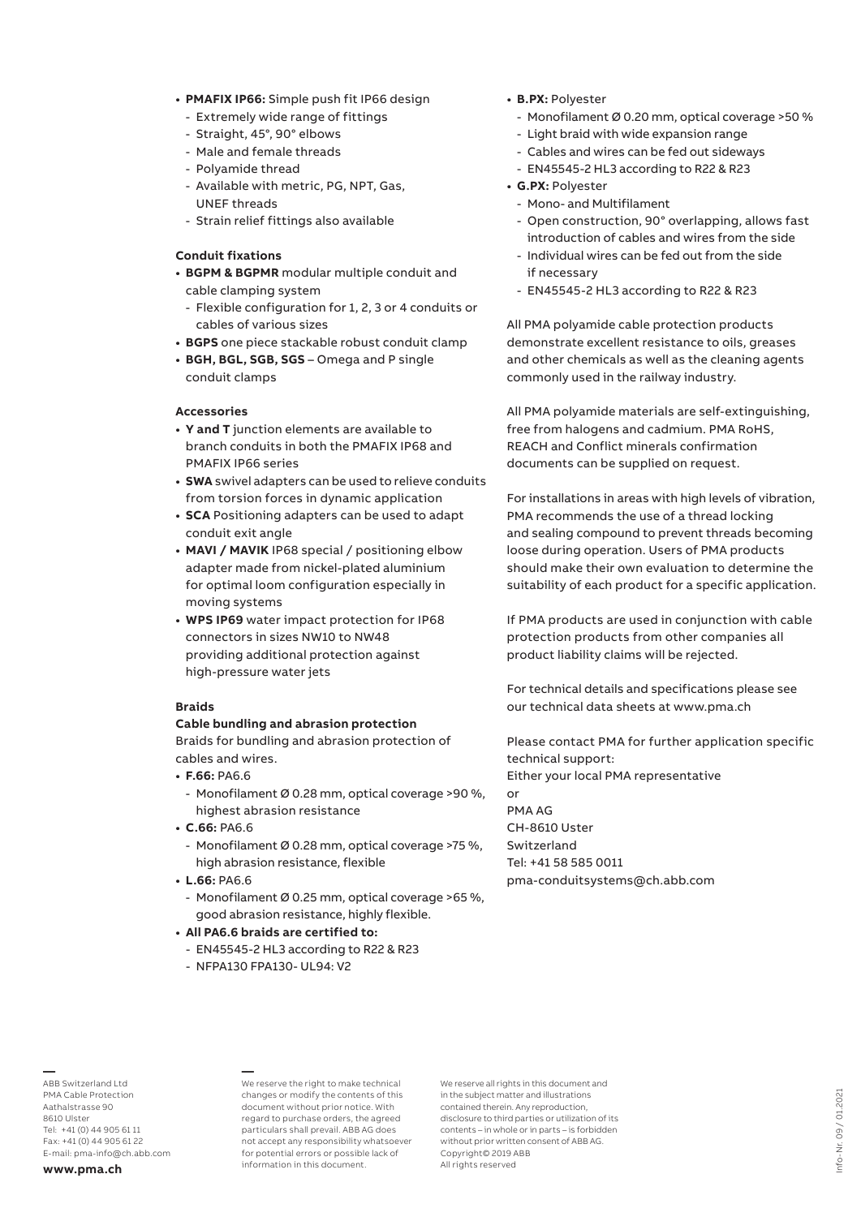- **PMAFIX IP66:** Simple push fit IP66 design
  - Extremely wide range of fittings
  - Straight, 45°, 90° elbows
  - Male and female threads
  - Polyamide thread
  - Available with metric, PG, NPT, Gas, UNEF threads
  - Strain relief fittings also available

**Conduit fixations**

- **BGPM & BGPMR** modular multiple conduit and cable clamping system
  - Flexible configuration for 1, 2, 3 or 4 conduits or cables of various sizes
- **BGPS** one piece stackable robust conduit clamp
- **BGH, BGL, SGB, SGS** – Omega and P single conduit clamps

**Accessories**

- **Y and T** junction elements are available to branch conduits in both the PMAFIX IP68 and PMAFIX IP66 series
- **SWA** swivel adapters can be used to relieve conduits from torsion forces in dynamic application
- **SCA** Positioning adapters can be used to adapt conduit exit angle
- **MAVI / MAVIK** IP68 special / positioning elbow adapter made from nickel-plated aluminium for optimal loom configuration especially in moving systems
- **WPS IP69** water impact protection for IP68 connectors in sizes NW10 to NW48 providing additional protection against high-pressure water jets

**Braids**

**Cable bundling and abrasion protection**

Braids for bundling and abrasion protection of cables and wires.

- **F.66:** PA6.6
  - Monofilament Ø 0.28 mm, optical coverage >90 %, highest abrasion resistance
- **C.66:** PA6.6
  - Monofilament Ø 0.28 mm, optical coverage >75 %, high abrasion resistance, flexible
- **L.66:** PA6.6
  - Monofilament Ø 0.25 mm, optical coverage >65 %, good abrasion resistance, highly flexible.
- **All PA6.6 braids are certified to:**
  - EN45545-2 HL3 according to R22 & R23
  - NFPA130 FPA130- UL94: V2
- **B.PX:** Polyester
  - Monofilament Ø 0.20 mm, optical coverage >50 %
  - Light braid with wide expansion range
  - Cables and wires can be fed out sideways
  - EN45545-2 HL3 according to R22 & R23
- **G.PX:** Polyester
  - Mono- and Multifilament
  - Open construction, 90° overlapping, allows fast introduction of cables and wires from the side
  - Individual wires can be fed out from the side if necessary
  - EN45545-2 HL3 according to R22 & R23

All PMA polyamide cable protection products demonstrate excellent resistance to oils, greases and other chemicals as well as the cleaning agents commonly used in the railway industry.

All PMA polyamide materials are self-extinguishing, free from halogens and cadmium. PMA RoHS, REACH and Conflict minerals confirmation documents can be supplied on request.

For installations in areas with high levels of vibration, PMA recommends the use of a thread locking and sealing compound to prevent threads becoming loose during operation. Users of PMA products should make their own evaluation to determine the suitability of each product for a specific application.

If PMA products are used in conjunction with cable protection products from other companies all product liability claims will be rejected.

For technical details and specifications please see our technical data sheets at www.pma.ch

Please contact PMA for further application specific technical support:
Either your local PMA representative
or
PMA AG
CH-8610 Uster
Switzerland
Tel: +41 58 585 0011
pma-conduitsystems@ch.abb.com

—

ABB Switzerland Ltd
PMA Cable Protection
Aathalstrasse 90
8610 Ulster
Tel: +41 (0) 44 905 61 11
Fax: +41 (0) 44 905 61 22
E-mail: pma-info@ch.abb.com

**www.pma.ch**

—

We reserve the right to make technical changes or modify the contents of this document without prior notice. With regard to purchase orders, the agreed particulars shall prevail. ABB AG does not accept any responsibility whatsoever for potential errors or possible lack of information in this document.

We reserve all rights in this document and in the subject matter and illustrations contained therein. Any reproduction, disclosure to third parties or utilization of its contents – in whole or in parts – is forbidden without prior written consent of ABB AG.
Copyright© 2019 ABB
All rights reserved

Info-Nr. 09 / 01.2021